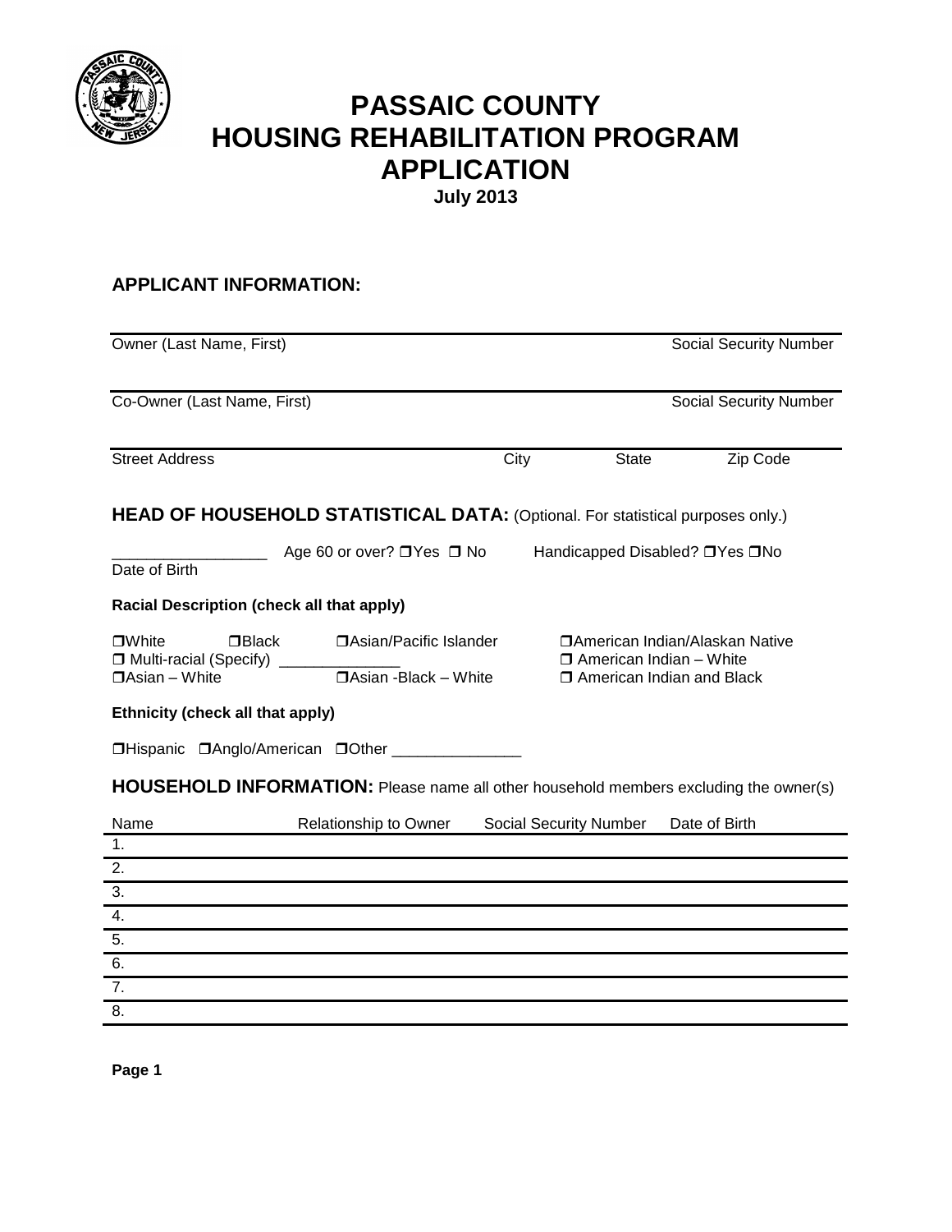# PASSAIC COUNTY
# HOUSING REHABILITATION PROGRAM
# APPLICATION

**July 2013**

## APPLICANT INFORMATION:

Owner (Last Name, First) Social Security Number

Co-Owner (Last Name, First) Social Security Number

Street Address City State Zip Code

## HEAD OF HOUSEHOLD STATISTICAL DATA: (Optional. For statistical purposes only.)

__________________ Age 60 or over? ❒Yes ❒ No Handicapped Disabled? ❒Yes ❒No

Date of Birth

**Racial Description (check all that apply)**

❒White ❒Black ❒Asian/Pacific Islander ❒American Indian/Alaskan Native

❒ Multi-racial (Specify) ______________ ❒ American Indian – White

❒Asian – White ❒Asian -Black – White ❒ American Indian and Black

**Ethnicity (check all that apply)**

❒Hispanic ❒Anglo/American ❒Other _______________

## HOUSEHOLD INFORMATION: Please name all other household members excluding the owner(s)

| Name | Relationship to Owner | Social Security Number | Date of Birth |
|---|---|---|---|
| 1. | | | |
| 2. | | | |
| 3. | | | |
| 4. | | | |
| 5. | | | |
| 6. | | | |
| 7. | | | |
| 8. | | | |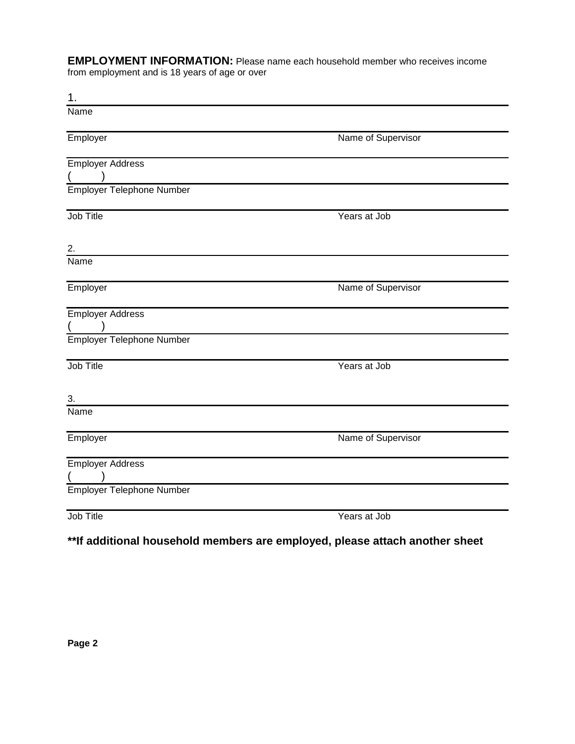**EMPLOYMENT INFORMATION:** Please name each household member who receives income from employment and is 18 years of age or over

1.

Name

Employer | Name of Supervisor

Employer Address

(     )

Employer Telephone Number

Job Title | Years at Job

2.

Name

Employer | Name of Supervisor

Employer Address

(     )

Employer Telephone Number

Job Title | Years at Job

3.

Name

Employer | Name of Supervisor

Employer Address

(     )

Employer Telephone Number

Job Title | Years at Job

**\*\*If additional household members are employed, please attach another sheet**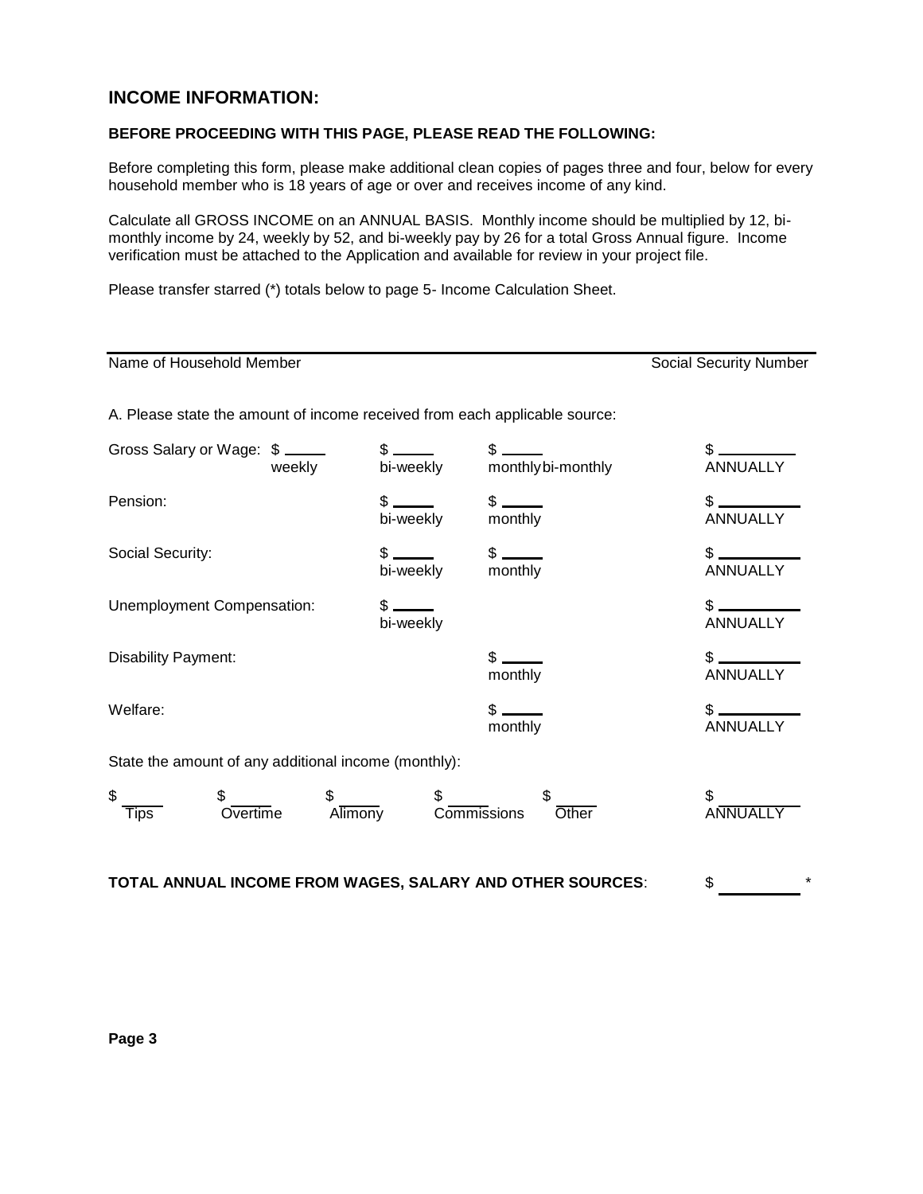## INCOME INFORMATION:

**BEFORE PROCEEDING WITH THIS PAGE, PLEASE READ THE FOLLOWING:**

Before completing this form, please make additional clean copies of pages three and four, below for every household member who is 18 years of age or over and receives income of any kind.

Calculate all GROSS INCOME on an ANNUAL BASIS. Monthly income should be multiplied by 12, bi-monthly income by 24, weekly by 52, and bi-weekly pay by 26 for a total Gross Annual figure. Income verification must be attached to the Application and available for review in your project file.

Please transfer starred (*) totals below to page 5- Income Calculation Sheet.

Name of Household Member ________________________________ Social Security Number

A. Please state the amount of income received from each applicable source:

| Source | | | | | |
|---|---|---|---|---|---|
| Gross Salary or Wage: | $ ____ weekly | $ ____ bi-weekly | $ ____ monthly | bi-monthly | $ ________ ANNUALLY |
| Pension: | | $ ____ bi-weekly | $ ____ monthly | | $ ________ ANNUALLY |
| Social Security: | | $ ____ bi-weekly | $ ____ monthly | | $ ________ ANNUALLY |
| Unemployment Compensation: | | $ ____ bi-weekly | | | $ ________ ANNUALLY |
| Disability Payment: | | | $ ____ monthly | | $ ________ ANNUALLY |
| Welfare: | | | $ ____ monthly | | $ ________ ANNUALLY |

State the amount of any additional income (monthly):

| $ ____ Tips | $ ____ Overtime | $ ____ Alimony | $ ____ Commissions | $ ____ Other | $ ________ ANNUALLY |
|---|---|---|---|---|---|

**TOTAL ANNUAL INCOME FROM WAGES, SALARY AND OTHER SOURCES**: $ ________ *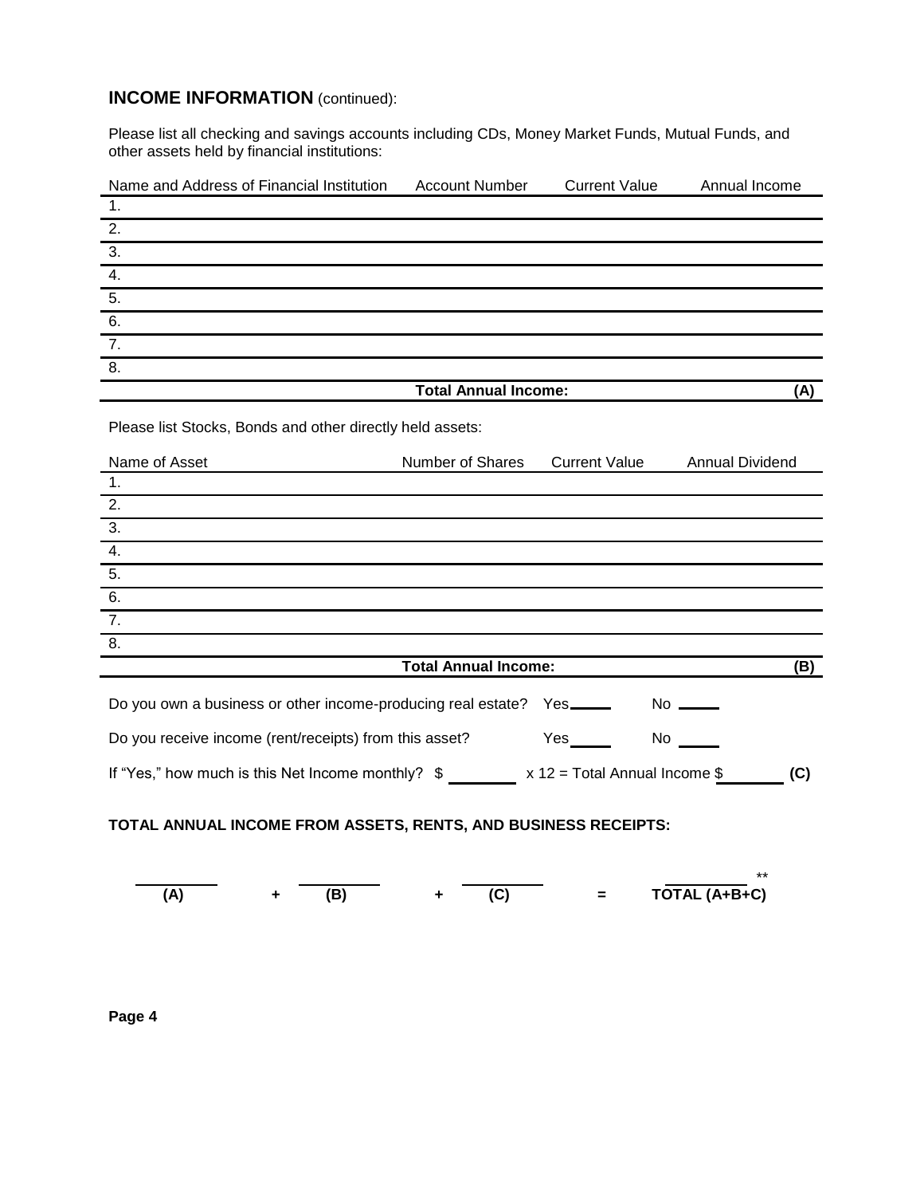## **INCOME INFORMATION** (continued):

Please list all checking and savings accounts including CDs, Money Market Funds, Mutual Funds, and other assets held by financial institutions:

| Name and Address of Financial Institution | Account Number | Current Value | Annual Income |
|---|---|---|---|
| 1. | | | |
| 2. | | | |
| 3. | | | |
| 4. | | | |
| 5. | | | |
| 6. | | | |
| 7. | | | |
| 8. | | | |
| | **Total Annual Income:** | | **(A)** |

Please list Stocks, Bonds and other directly held assets:

| Name of Asset | Number of Shares | Current Value | Annual Dividend |
|---|---|---|---|
| 1. | | | |
| 2. | | | |
| 3. | | | |
| 4. | | | |
| 5. | | | |
| 6. | | | |
| 7. | | | |
| 8. | | | |
| | **Total Annual Income:** | | **(B)** |

Do you own a business or other income-producing real estate? Yes\_\_\_\_\_ No \_\_\_\_\_

Do you receive income (rent/receipts) from this asset? Yes\_\_\_\_\_ No \_\_\_\_\_

If "Yes," how much is this Net Income monthly? $ \_\_\_\_\_\_\_\_ x 12 = Total Annual Income $\_\_\_\_\_\_\_\_ **(C)**

**TOTAL ANNUAL INCOME FROM ASSETS, RENTS, AND BUSINESS RECEIPTS:**

\_\_\_\_\_\_\_\_ **(A)** + \_\_\_\_\_\_\_\_ **(B)** + \_\_\_\_\_\_\_\_ **(C)** = \_\_\_\_\_\_\_\_ ** **TOTAL (A+B+C)**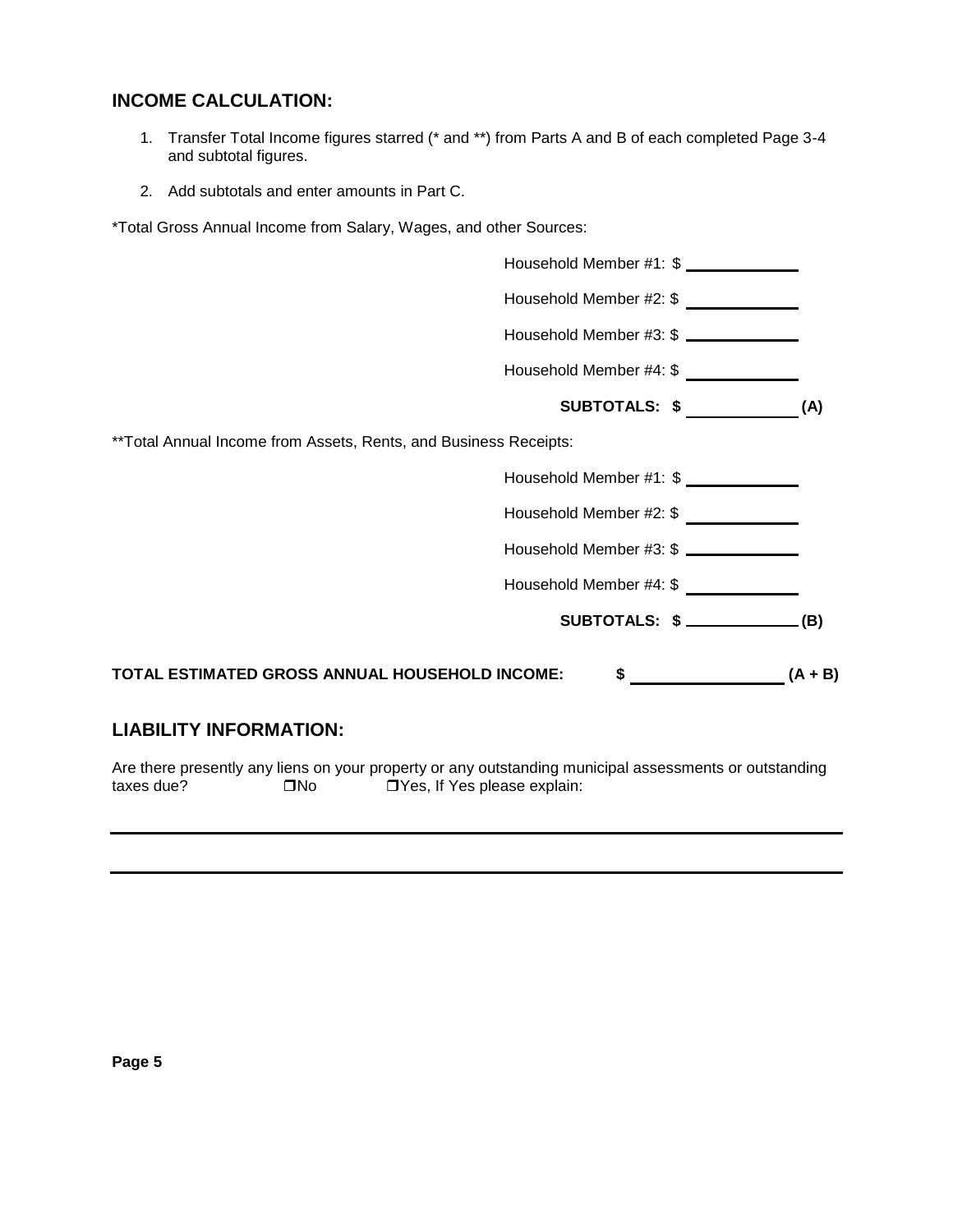## INCOME CALCULATION:

1. Transfer Total Income figures starred (* and **) from Parts A and B of each completed Page 3-4 and subtotal figures.
2. Add subtotals and enter amounts in Part C.

*Total Gross Annual Income from Salary, Wages, and other Sources:

Household Member #1: $ ____________

Household Member #2: $ ____________

Household Member #3: $ ____________

Household Member #4: $ ____________

**SUBTOTALS: $ ____________ (A)**

**Total Annual Income from Assets, Rents, and Business Receipts:

Household Member #1: $ ____________

Household Member #2: $ ____________

Household Member #3: $ ____________

Household Member #4: $ ____________

**SUBTOTALS: $ ____________ (B)**

**TOTAL ESTIMATED GROSS ANNUAL HOUSEHOLD INCOME: $ ________________ (A + B)**

## LIABILITY INFORMATION:

Are there presently any liens on your property or any outstanding municipal assessments or outstanding taxes due? ❒No ❒Yes, If Yes please explain:

______________________________________________________________________________

______________________________________________________________________________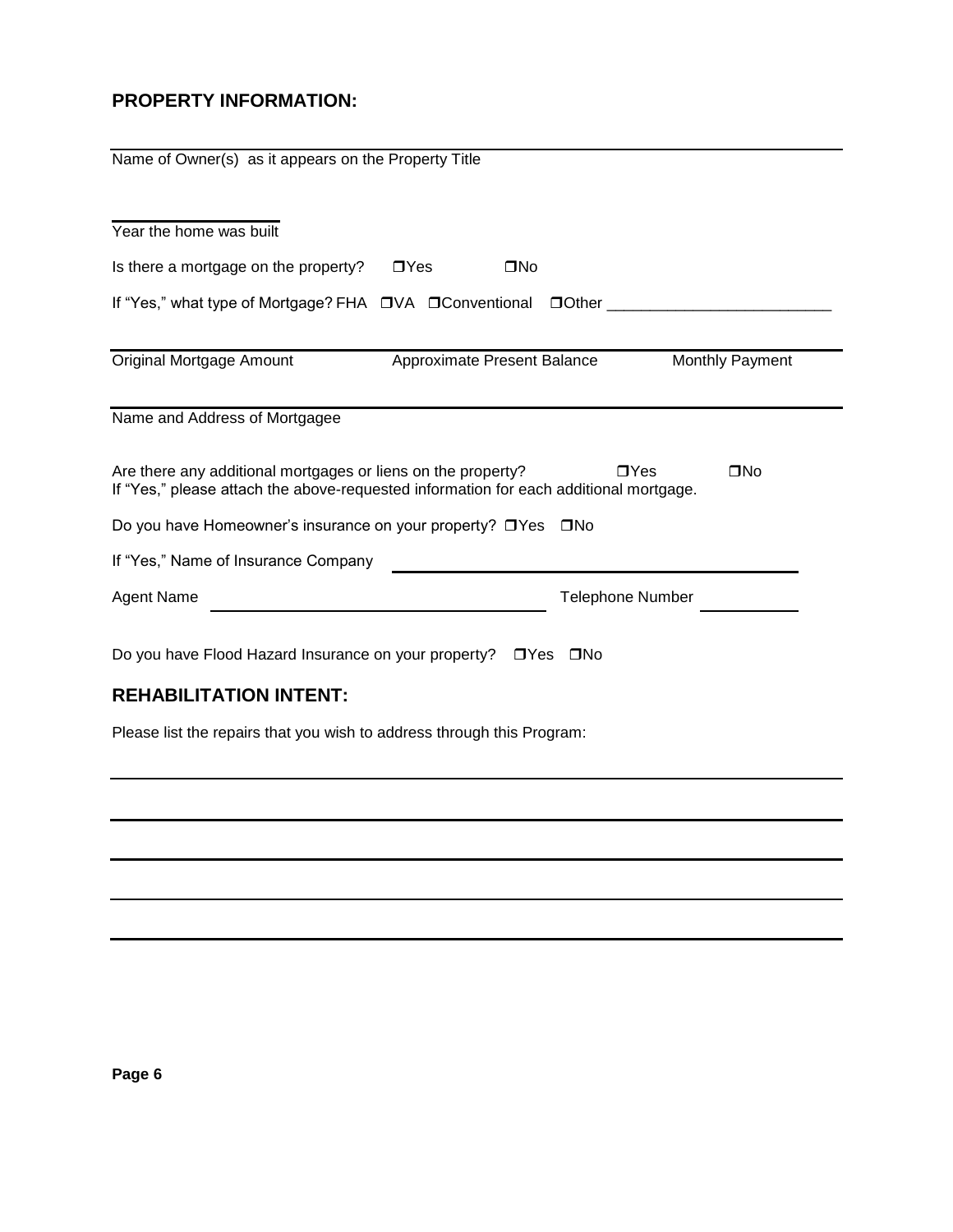## PROPERTY INFORMATION:

Name of Owner(s) as it appears on the Property Title

Year the home was built

Is there a mortgage on the property? ❒Yes ❒No

If "Yes," what type of Mortgage? FHA ❒VA ❒Conventional ❒Other ___________________________

Original Mortgage Amount | Approximate Present Balance | Monthly Payment

Name and Address of Mortgagee

Are there any additional mortgages or liens on the property? ❒Yes ❒No
If "Yes," please attach the above-requested information for each additional mortgage.

Do you have Homeowner's insurance on your property? ❒Yes ❒No

If "Yes," Name of Insurance Company ___________________________

Agent Name ___________________________ Telephone Number ___________

Do you have Flood Hazard Insurance on your property? ❒Yes ❒No

## REHABILITATION INTENT:

Please list the repairs that you wish to address through this Program:

___________________________________________________________________________

___________________________________________________________________________

___________________________________________________________________________

___________________________________________________________________________

___________________________________________________________________________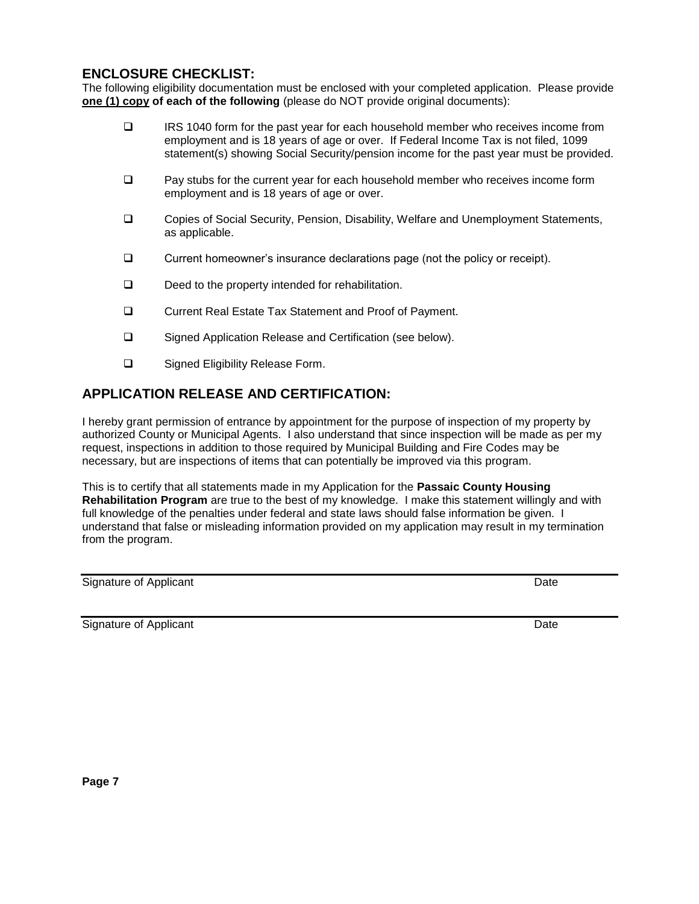## ENCLOSURE CHECKLIST:

The following eligibility documentation must be enclosed with your completed application. Please provide **one (1) copy of each of the following** (please do NOT provide original documents):

- ☐ IRS 1040 form for the past year for each household member who receives income from employment and is 18 years of age or over. If Federal Income Tax is not filed, 1099 statement(s) showing Social Security/pension income for the past year must be provided.
- ☐ Pay stubs for the current year for each household member who receives income form employment and is 18 years of age or over.
- ☐ Copies of Social Security, Pension, Disability, Welfare and Unemployment Statements, as applicable.
- ☐ Current homeowner's insurance declarations page (not the policy or receipt).
- ☐ Deed to the property intended for rehabilitation.
- ☐ Current Real Estate Tax Statement and Proof of Payment.
- ☐ Signed Application Release and Certification (see below).
- ☐ Signed Eligibility Release Form.

## APPLICATION RELEASE AND CERTIFICATION:

I hereby grant permission of entrance by appointment for the purpose of inspection of my property by authorized County or Municipal Agents. I also understand that since inspection will be made as per my request, inspections in addition to those required by Municipal Building and Fire Codes may be necessary, but are inspections of items that can potentially be improved via this program.

This is to certify that all statements made in my Application for the **Passaic County Housing Rehabilitation Program** are true to the best of my knowledge. I make this statement willingly and with full knowledge of the penalties under federal and state laws should false information be given. I understand that false or misleading information provided on my application may result in my termination from the program.

______________________________________________________________________

Signature of Applicant Date

______________________________________________________________________

Signature of Applicant Date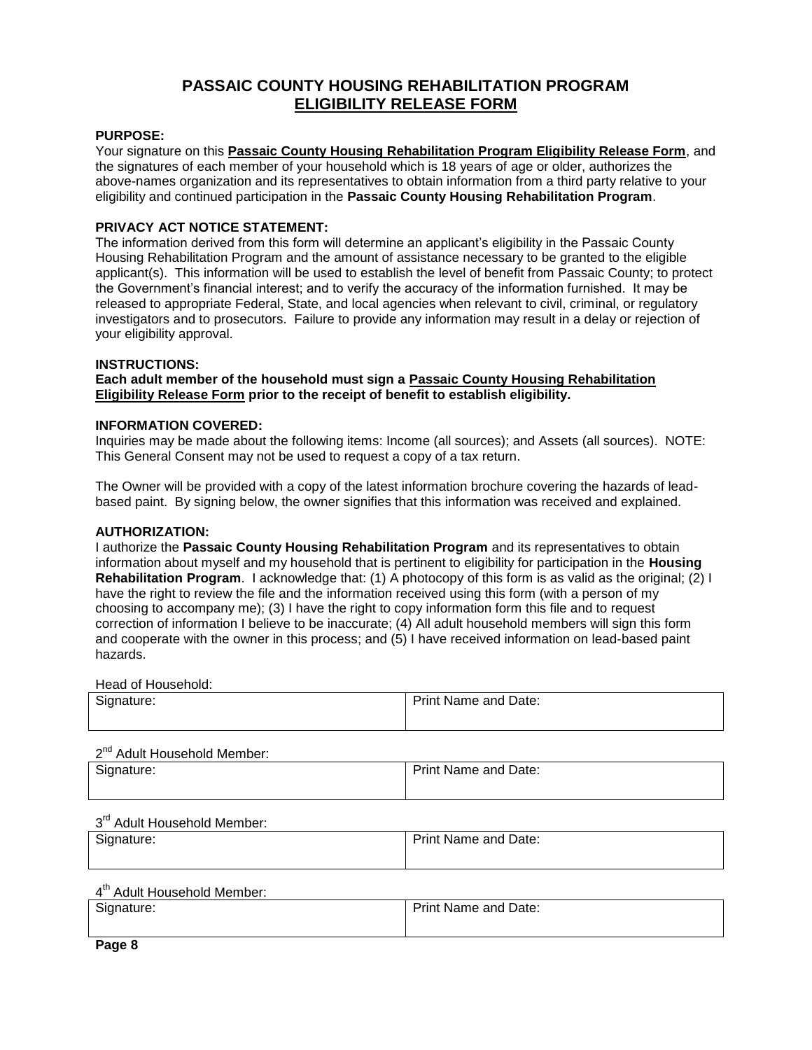# PASSAIC COUNTY HOUSING REHABILITATION PROGRAM

## ELIGIBILITY RELEASE FORM

**PURPOSE:**

Your signature on this **Passaic County Housing Rehabilitation Program Eligibility Release Form**, and the signatures of each member of your household which is 18 years of age or older, authorizes the above-names organization and its representatives to obtain information from a third party relative to your eligibility and continued participation in the **Passaic County Housing Rehabilitation Program**.

**PRIVACY ACT NOTICE STATEMENT:**

The information derived from this form will determine an applicant's eligibility in the Passaic County Housing Rehabilitation Program and the amount of assistance necessary to be granted to the eligible applicant(s). This information will be used to establish the level of benefit from Passaic County; to protect the Government's financial interest; and to verify the accuracy of the information furnished. It may be released to appropriate Federal, State, and local agencies when relevant to civil, criminal, or regulatory investigators and to prosecutors. Failure to provide any information may result in a delay or rejection of your eligibility approval.

**INSTRUCTIONS:**

**Each adult member of the household must sign a Passaic County Housing Rehabilitation Eligibility Release Form prior to the receipt of benefit to establish eligibility.**

**INFORMATION COVERED:**

Inquiries may be made about the following items: Income (all sources); and Assets (all sources). NOTE: This General Consent may not be used to request a copy of a tax return.

The Owner will be provided with a copy of the latest information brochure covering the hazards of lead-based paint. By signing below, the owner signifies that this information was received and explained.

**AUTHORIZATION:**

I authorize the **Passaic County Housing Rehabilitation Program** and its representatives to obtain information about myself and my household that is pertinent to eligibility for participation in the **Housing Rehabilitation Program**. I acknowledge that: (1) A photocopy of this form is as valid as the original; (2) I have the right to review the file and the information received using this form (with a person of my choosing to accompany me); (3) I have the right to copy information form this file and to request correction of information I believe to be inaccurate; (4) All adult household members will sign this form and cooperate with the owner in this process; and (5) I have received information on lead-based paint hazards.

Head of Household:

| Signature: | Print Name and Date: |
|---|---|
| | |

2nd Adult Household Member:

| Signature: | Print Name and Date: |
|---|---|
| | |

3rd Adult Household Member:

| Signature: | Print Name and Date: |
|---|---|
| | |

4th Adult Household Member:

| Signature: | Print Name and Date: |
|---|---|
| | |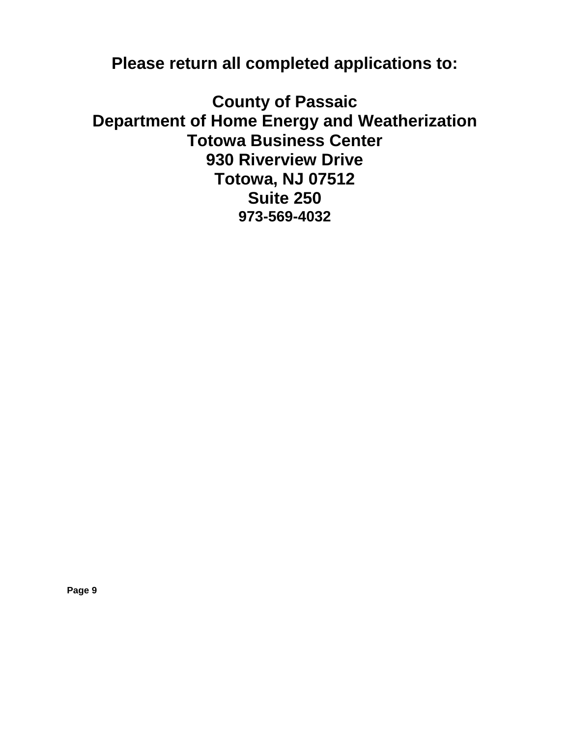**Please return all completed applications to:**

**County of Passaic**
**Department of Home Energy and Weatherization**
**Totowa Business Center**
**930 Riverview Drive**
**Totowa, NJ 07512**
**Suite 250**
**973-569-4032**